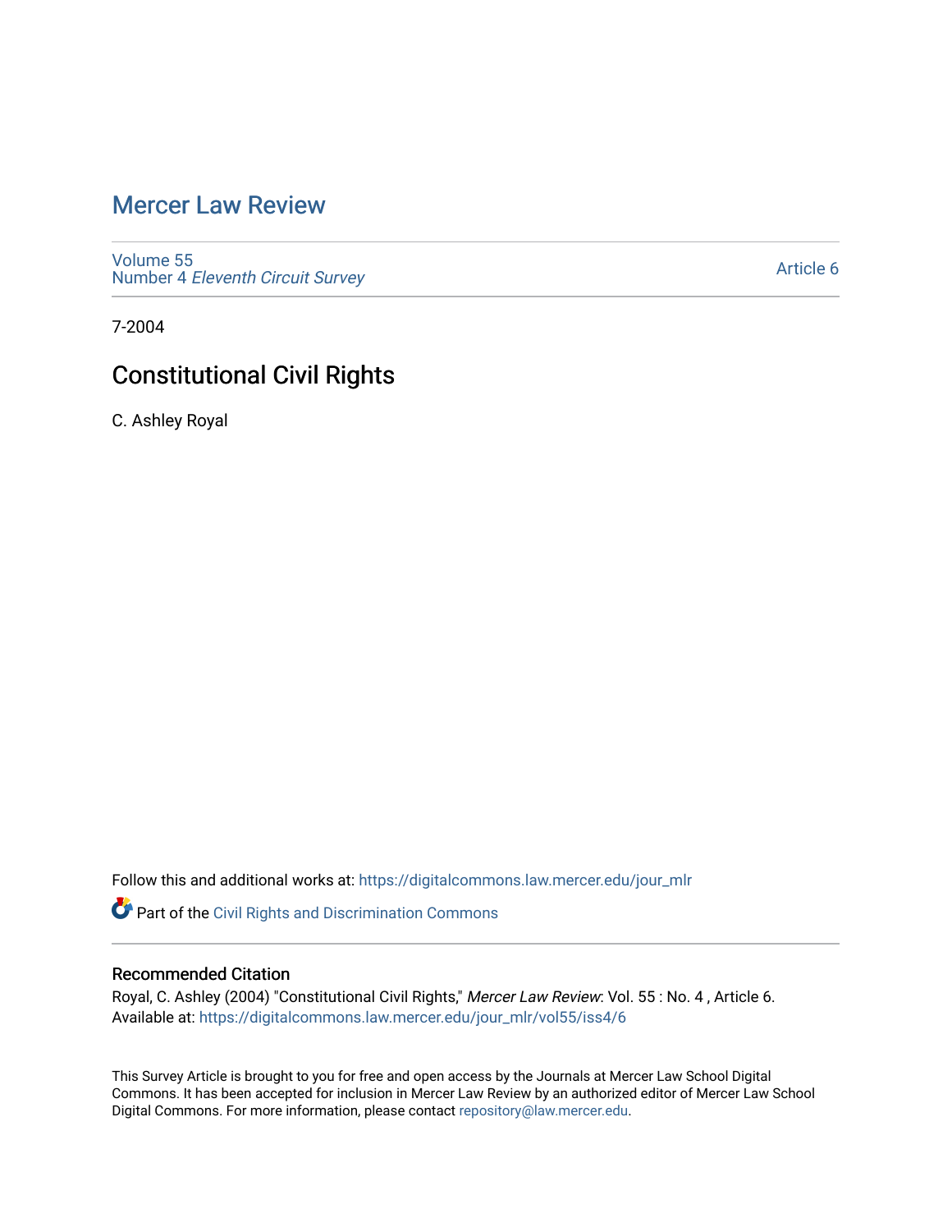# Mercer Law Review

Volume 55
Number 4 *Eleventh Circuit Survey*

Article 6

7-2004

## Constitutional Civil Rights

C. Ashley Royal

Follow this and additional works at: https://digitalcommons.law.mercer.edu/jour_mlr

Part of the Civil Rights and Discrimination Commons

### Recommended Citation

Royal, C. Ashley (2004) "Constitutional Civil Rights," *Mercer Law Review*: Vol. 55 : No. 4 , Article 6.
Available at: https://digitalcommons.law.mercer.edu/jour_mlr/vol55/iss4/6

This Survey Article is brought to you for free and open access by the Journals at Mercer Law School Digital Commons. It has been accepted for inclusion in Mercer Law Review by an authorized editor of Mercer Law School Digital Commons. For more information, please contact repository@law.mercer.edu.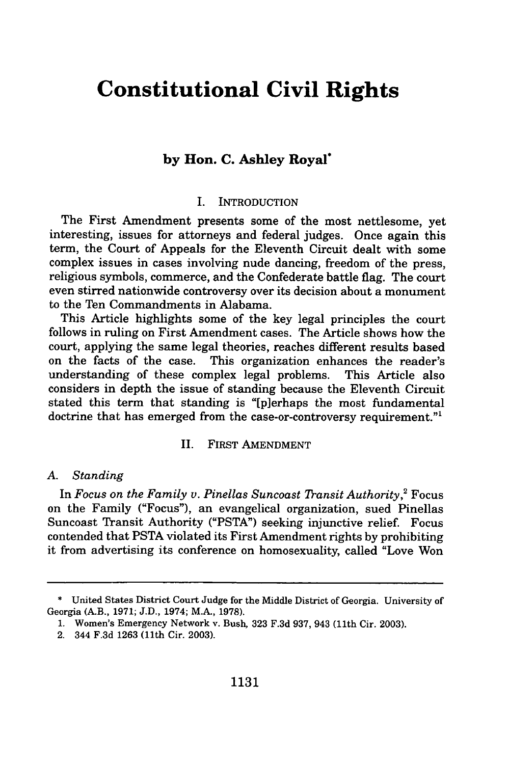# Constitutional Civil Rights

### by Hon. C. Ashley Royal*

## I. INTRODUCTION

The First Amendment presents some of the most nettlesome, yet interesting, issues for attorneys and federal judges. Once again this term, the Court of Appeals for the Eleventh Circuit dealt with some complex issues in cases involving nude dancing, freedom of the press, religious symbols, commerce, and the Confederate battle flag. The court even stirred nationwide controversy over its decision about a monument to the Ten Commandments in Alabama.

This Article highlights some of the key legal principles the court follows in ruling on First Amendment cases. The Article shows how the court, applying the same legal theories, reaches different results based on the facts of the case. This organization enhances the reader's understanding of these complex legal problems. This Article also considers in depth the issue of standing because the Eleventh Circuit stated this term that standing is "[p]erhaps the most fundamental doctrine that has emerged from the case-or-controversy requirement."[1]

## II. FIRST AMENDMENT

### A. *Standing*

In *Focus on the Family v. Pinellas Suncoast Transit Authority*,[2] Focus on the Family ("Focus"), an evangelical organization, sued Pinellas Suncoast Transit Authority ("PSTA") seeking injunctive relief. Focus contended that PSTA violated its First Amendment rights by prohibiting it from advertising its conference on homosexuality, called "Love Won

---

\* United States District Court Judge for the Middle District of Georgia. University of Georgia (A.B., 1971; J.D., 1974; M.A., 1978).

1. Women's Emergency Network v. Bush, 323 F.3d 937, 943 (11th Cir. 2003).
2. 344 F.3d 1263 (11th Cir. 2003).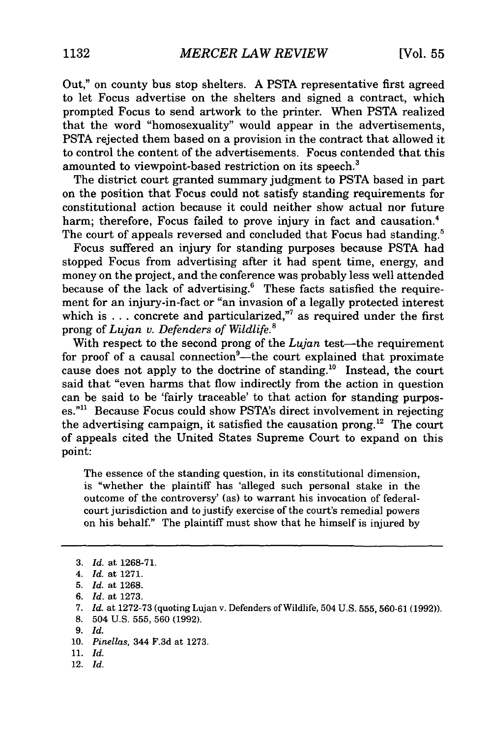Out," on county bus stop shelters. A PSTA representative first agreed to let Focus advertise on the shelters and signed a contract, which prompted Focus to send artwork to the printer. When PSTA realized that the word "homosexuality" would appear in the advertisements, PSTA rejected them based on a provision in the contract that allowed it to control the content of the advertisements. Focus contended that this amounted to viewpoint-based restriction on its speech.[3]

The district court granted summary judgment to PSTA based in part on the position that Focus could not satisfy standing requirements for constitutional action because it could neither show actual nor future harm; therefore, Focus failed to prove injury in fact and causation.[4] The court of appeals reversed and concluded that Focus had standing.[5]

Focus suffered an injury for standing purposes because PSTA had stopped Focus from advertising after it had spent time, energy, and money on the project, and the conference was probably less well attended because of the lack of advertising.[6] These facts satisfied the requirement for an injury-in-fact or "an invasion of a legally protected interest which is . . . concrete and particularized,"[7] as required under the first prong of *Lujan v. Defenders of Wildlife*.[8]

With respect to the second prong of the *Lujan* test—the requirement for proof of a causal connection[9]—the court explained that proximate cause does not apply to the doctrine of standing.[10] Instead, the court said that "even harms that flow indirectly from the action in question can be said to be 'fairly traceable' to that action for standing purposes."[11] Because Focus could show PSTA's direct involvement in rejecting the advertising campaign, it satisfied the causation prong.[12] The court of appeals cited the United States Supreme Court to expand on this point:

> The essence of the standing question, in its constitutional dimension, is "whether the plaintiff has 'alleged such personal stake in the outcome of the controversy' (as) to warrant his invocation of federal-court jurisdiction and to justify exercise of the court's remedial powers on his behalf." The plaintiff must show that he himself is injured by

---

3. *Id.* at 1268-71.
4. *Id.* at 1271.
5. *Id.* at 1268.
6. *Id.* at 1273.
7. *Id.* at 1272-73 (quoting Lujan v. Defenders of Wildlife, 504 U.S. 555, 560-61 (1992)).
8. 504 U.S. 555, 560 (1992).
9. *Id.*
10. *Pinellas*, 344 F.3d at 1273.
11. *Id.*
12. *Id.*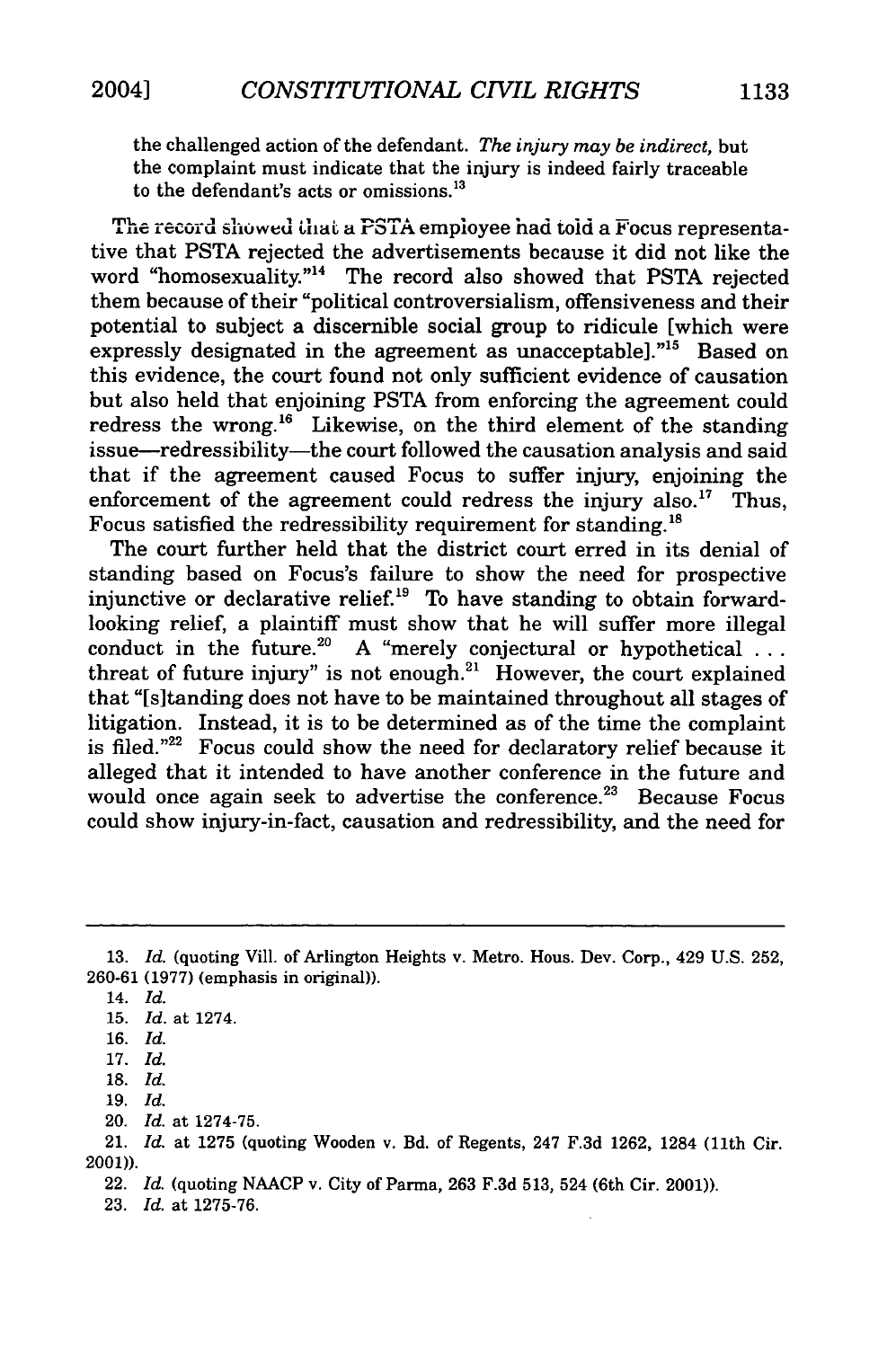the challenged action of the defendant. *The injury may be indirect,* but the complaint must indicate that the injury is indeed fairly traceable to the defendant's acts or omissions.[13]

The record showed that a PSTA employee had told a Focus representative that PSTA rejected the advertisements because it did not like the word "homosexuality."[14] The record also showed that PSTA rejected them because of their "political controversialism, offensiveness and their potential to subject a discernible social group to ridicule [which were expressly designated in the agreement as unacceptable]."[15] Based on this evidence, the court found not only sufficient evidence of causation but also held that enjoining PSTA from enforcing the agreement could redress the wrong.[16] Likewise, on the third element of the standing issue—redressibility—the court followed the causation analysis and said that if the agreement caused Focus to suffer injury, enjoining the enforcement of the agreement could redress the injury also.[17] Thus, Focus satisfied the redressibility requirement for standing.[18]

The court further held that the district court erred in its denial of standing based on Focus's failure to show the need for prospective injunctive or declarative relief.[19] To have standing to obtain forward-looking relief, a plaintiff must show that he will suffer more illegal conduct in the future.[20] A "merely conjectural or hypothetical . . . threat of future injury" is not enough.[21] However, the court explained that "[s]tanding does not have to be maintained throughout all stages of litigation. Instead, it is to be determined as of the time the complaint is filed."[22] Focus could show the need for declaratory relief because it alleged that it intended to have another conference in the future and would once again seek to advertise the conference.[23] Because Focus could show injury-in-fact, causation and redressibility, and the need for

---

13. *Id.* (quoting Vill. of Arlington Heights v. Metro. Hous. Dev. Corp., 429 U.S. 252, 260-61 (1977) (emphasis in original)).

14. *Id.*

15. *Id.* at 1274.

16. *Id.*

17. *Id.*

18. *Id.*

19. *Id.*

20. *Id.* at 1274-75.

21. *Id.* at 1275 (quoting Wooden v. Bd. of Regents, 247 F.3d 1262, 1284 (11th Cir. 2001)).

22. *Id.* (quoting NAACP v. City of Parma, 263 F.3d 513, 524 (6th Cir. 2001)).

23. *Id.* at 1275-76.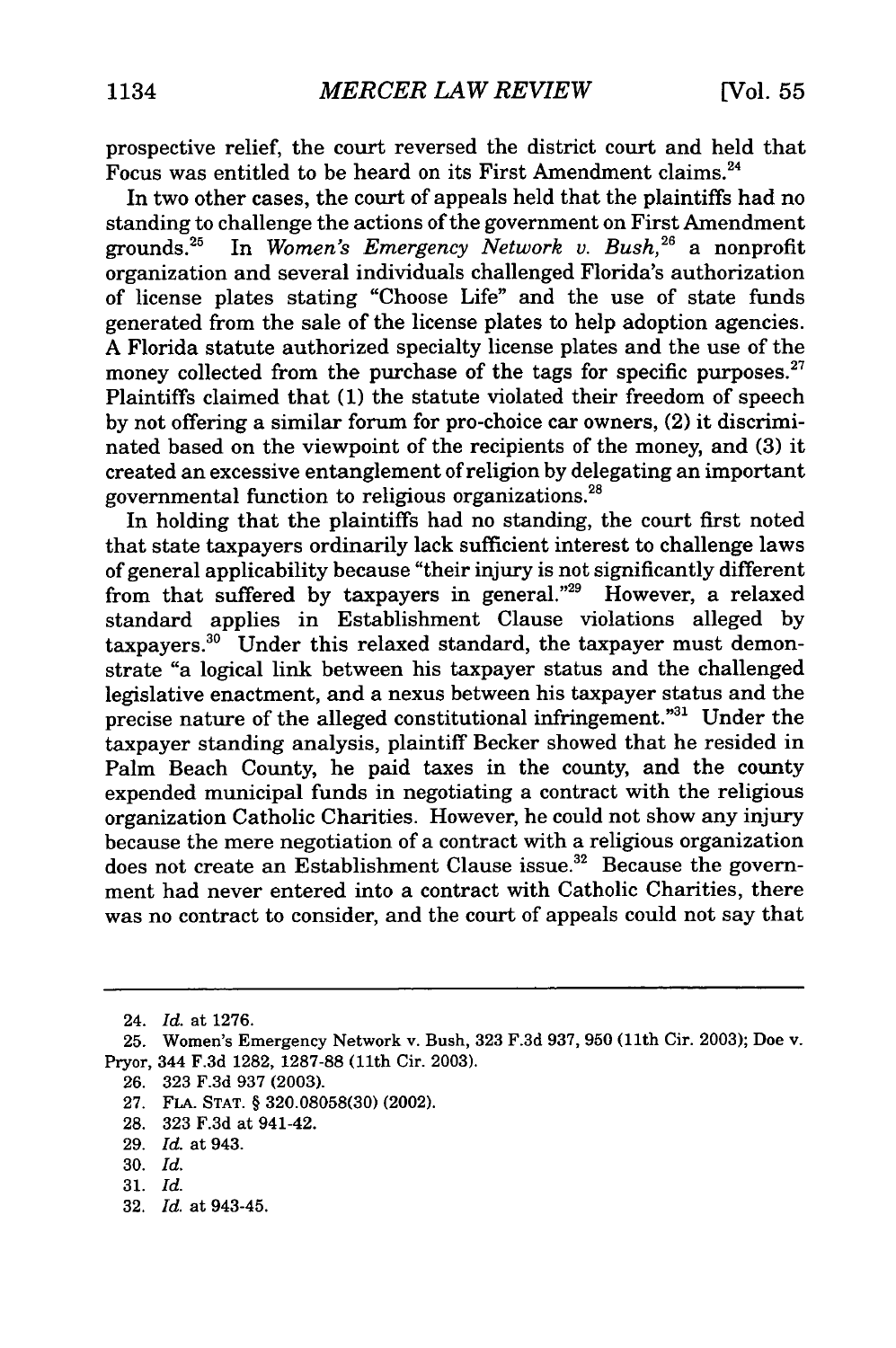prospective relief, the court reversed the district court and held that Focus was entitled to be heard on its First Amendment claims.[24]

In two other cases, the court of appeals held that the plaintiffs had no standing to challenge the actions of the government on First Amendment grounds.[25] In *Women's Emergency Network v. Bush*,[26] a nonprofit organization and several individuals challenged Florida's authorization of license plates stating "Choose Life" and the use of state funds generated from the sale of the license plates to help adoption agencies. A Florida statute authorized specialty license plates and the use of the money collected from the purchase of the tags for specific purposes.[27] Plaintiffs claimed that (1) the statute violated their freedom of speech by not offering a similar forum for pro-choice car owners, (2) it discriminated based on the viewpoint of the recipients of the money, and (3) it created an excessive entanglement of religion by delegating an important governmental function to religious organizations.[28]

In holding that the plaintiffs had no standing, the court first noted that state taxpayers ordinarily lack sufficient interest to challenge laws of general applicability because "their injury is not significantly different from that suffered by taxpayers in general."[29] However, a relaxed standard applies in Establishment Clause violations alleged by taxpayers.[30] Under this relaxed standard, the taxpayer must demonstrate "a logical link between his taxpayer status and the challenged legislative enactment, and a nexus between his taxpayer status and the precise nature of the alleged constitutional infringement."[31] Under the taxpayer standing analysis, plaintiff Becker showed that he resided in Palm Beach County, he paid taxes in the county, and the county expended municipal funds in negotiating a contract with the religious organization Catholic Charities. However, he could not show any injury because the mere negotiation of a contract with a religious organization does not create an Establishment Clause issue.[32] Because the government had never entered into a contract with Catholic Charities, there was no contract to consider, and the court of appeals could not say that

---

24. *Id.* at 1276.
25. Women's Emergency Network v. Bush, 323 F.3d 937, 950 (11th Cir. 2003); Doe v. Pryor, 344 F.3d 1282, 1287-88 (11th Cir. 2003).
26. 323 F.3d 937 (2003).
27. FLA. STAT. § 320.08058(30) (2002).
28. 323 F.3d at 941-42.
29. *Id.* at 943.
30. *Id.*
31. *Id.*
32. *Id.* at 943-45.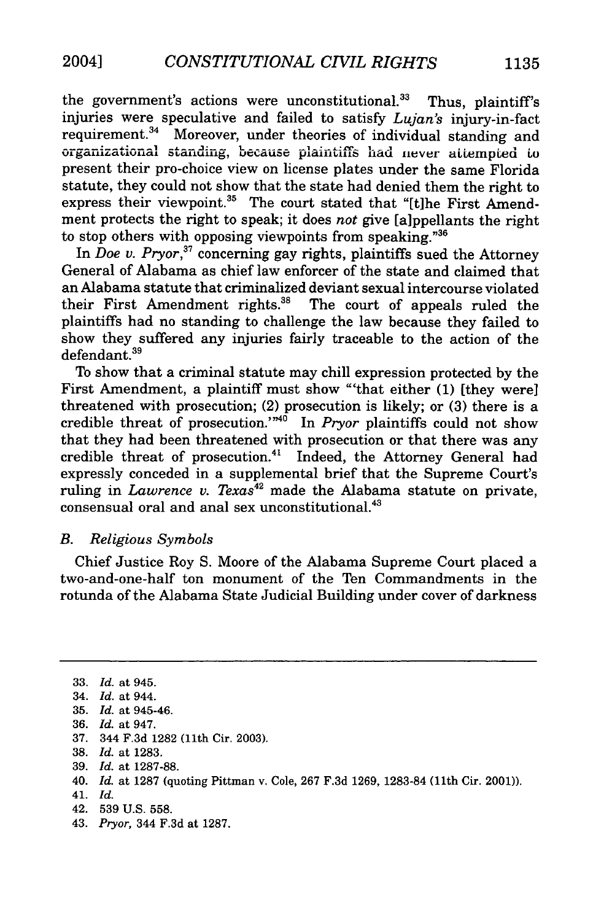the government's actions were unconstitutional.[33] Thus, plaintiff's injuries were speculative and failed to satisfy *Lujan's* injury-in-fact requirement.[34] Moreover, under theories of individual standing and organizational standing, because plaintiffs had never attempted to present their pro-choice view on license plates under the same Florida statute, they could not show that the state had denied them the right to express their viewpoint.[35] The court stated that "[t]he First Amendment protects the right to speak; it does *not* give [a]ppellants the right to stop others with opposing viewpoints from speaking."[36]

In *Doe v. Pryor*,[37] concerning gay rights, plaintiffs sued the Attorney General of Alabama as chief law enforcer of the state and claimed that an Alabama statute that criminalized deviant sexual intercourse violated their First Amendment rights.[38] The court of appeals ruled the plaintiffs had no standing to challenge the law because they failed to show they suffered any injuries fairly traceable to the action of the defendant.[39]

To show that a criminal statute may chill expression protected by the First Amendment, a plaintiff must show "'that either (1) [they were] threatened with prosecution; (2) prosecution is likely; or (3) there is a credible threat of prosecution.'"[40] In *Pryor* plaintiffs could not show that they had been threatened with prosecution or that there was any credible threat of prosecution.[41] Indeed, the Attorney General had expressly conceded in a supplemental brief that the Supreme Court's ruling in *Lawrence v. Texas*[42] made the Alabama statute on private, consensual oral and anal sex unconstitutional.[43]

### B. *Religious Symbols*

Chief Justice Roy S. Moore of the Alabama Supreme Court placed a two-and-one-half ton monument of the Ten Commandments in the rotunda of the Alabama State Judicial Building under cover of darkness

---

33. *Id.* at 945.
34. *Id.* at 944.
35. *Id.* at 945-46.
36. *Id.* at 947.
37. 344 F.3d 1282 (11th Cir. 2003).
38. *Id.* at 1283.
39. *Id.* at 1287-88.
40. *Id.* at 1287 (quoting Pittman v. Cole, 267 F.3d 1269, 1283-84 (11th Cir. 2001)).
41. *Id.*
42. 539 U.S. 558.
43. *Pryor*, 344 F.3d at 1287.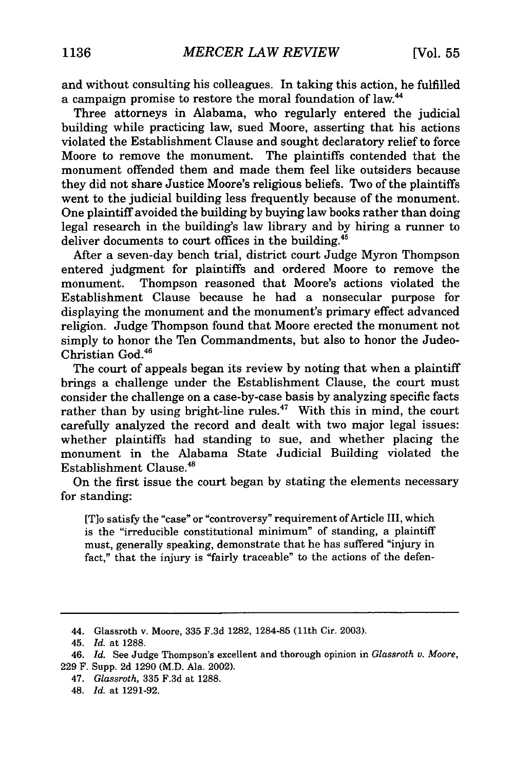and without consulting his colleagues. In taking this action, he fulfilled a campaign promise to restore the moral foundation of law.[44]

Three attorneys in Alabama, who regularly entered the judicial building while practicing law, sued Moore, asserting that his actions violated the Establishment Clause and sought declaratory relief to force Moore to remove the monument. The plaintiffs contended that the monument offended them and made them feel like outsiders because they did not share Justice Moore's religious beliefs. Two of the plaintiffs went to the judicial building less frequently because of the monument. One plaintiff avoided the building by buying law books rather than doing legal research in the building's law library and by hiring a runner to deliver documents to court offices in the building.[45]

After a seven-day bench trial, district court Judge Myron Thompson entered judgment for plaintiffs and ordered Moore to remove the monument. Thompson reasoned that Moore's actions violated the Establishment Clause because he had a nonsecular purpose for displaying the monument and the monument's primary effect advanced religion. Judge Thompson found that Moore erected the monument not simply to honor the Ten Commandments, but also to honor the Judeo-Christian God.[46]

The court of appeals began its review by noting that when a plaintiff brings a challenge under the Establishment Clause, the court must consider the challenge on a case-by-case basis by analyzing specific facts rather than by using bright-line rules.[47] With this in mind, the court carefully analyzed the record and dealt with two major legal issues: whether plaintiffs had standing to sue, and whether placing the monument in the Alabama State Judicial Building violated the Establishment Clause.[48]

On the first issue the court began by stating the elements necessary for standing:

> [T]o satisfy the "case" or "controversy" requirement of Article III, which is the "irreducible constitutional minimum" of standing, a plaintiff must, generally speaking, demonstrate that he has suffered "injury in fact," that the injury is "fairly traceable" to the actions of the defen-

---

44. Glassroth v. Moore, 335 F.3d 1282, 1284-85 (11th Cir. 2003).

45. *Id.* at 1288.

46. *Id.* See Judge Thompson's excellent and thorough opinion in *Glassroth v. Moore*, 229 F. Supp. 2d 1290 (M.D. Ala. 2002).

47. *Glassroth*, 335 F.3d at 1288.

48. *Id.* at 1291-92.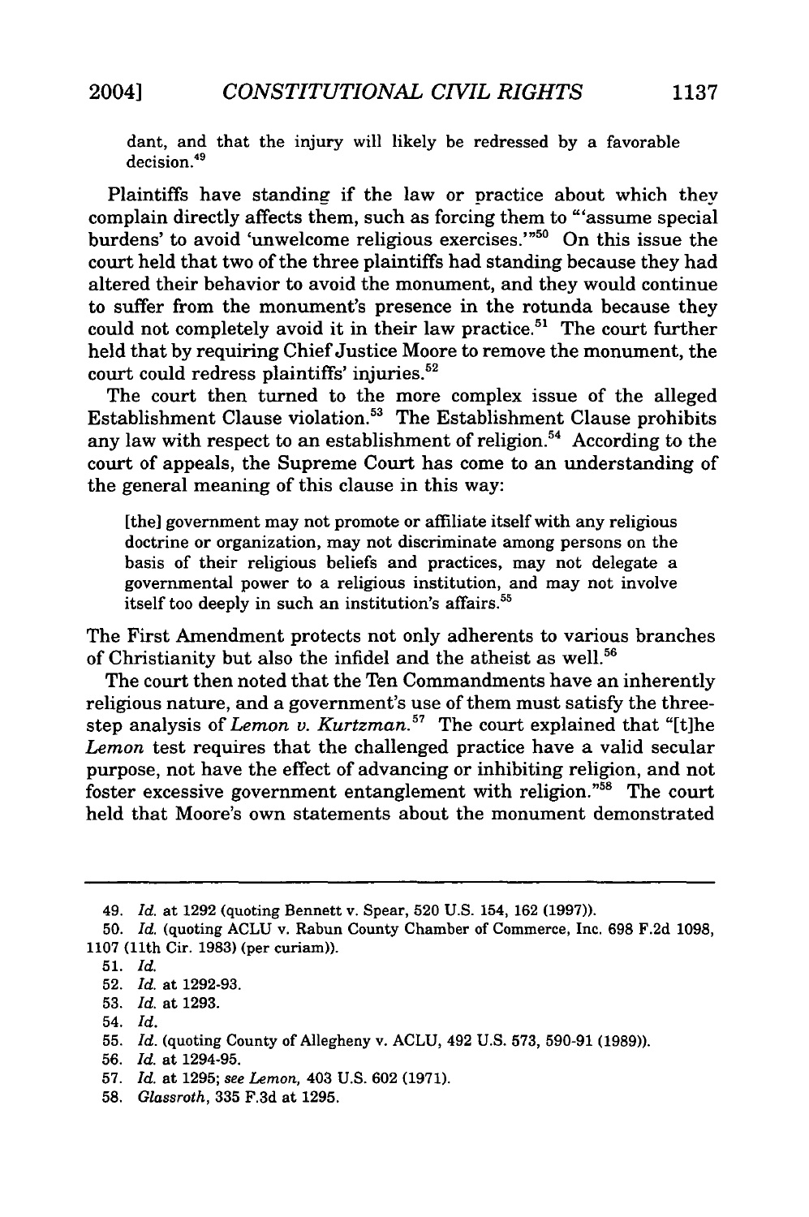dant, and that the injury will likely be redressed by a favorable decision.[49]

Plaintiffs have standing if the law or practice about which they complain directly affects them, such as forcing them to "'assume special burdens' to avoid 'unwelcome religious exercises.'"[50] On this issue the court held that two of the three plaintiffs had standing because they had altered their behavior to avoid the monument, and they would continue to suffer from the monument's presence in the rotunda because they could not completely avoid it in their law practice.[51] The court further held that by requiring Chief Justice Moore to remove the monument, the court could redress plaintiffs' injuries.[52]

The court then turned to the more complex issue of the alleged Establishment Clause violation.[53] The Establishment Clause prohibits any law with respect to an establishment of religion.[54] According to the court of appeals, the Supreme Court has come to an understanding of the general meaning of this clause in this way:

> [the] government may not promote or affiliate itself with any religious doctrine or organization, may not discriminate among persons on the basis of their religious beliefs and practices, may not delegate a governmental power to a religious institution, and may not involve itself too deeply in such an institution's affairs.[55]

The First Amendment protects not only adherents to various branches of Christianity but also the infidel and the atheist as well.[56]

The court then noted that the Ten Commandments have an inherently religious nature, and a government's use of them must satisfy the three-step analysis of *Lemon v. Kurtzman*.[57] The court explained that "[t]he *Lemon* test requires that the challenged practice have a valid secular purpose, not have the effect of advancing or inhibiting religion, and not foster excessive government entanglement with religion."[58] The court held that Moore's own statements about the monument demonstrated

---

49. *Id.* at 1292 (quoting Bennett v. Spear, 520 U.S. 154, 162 (1997)).

50. *Id.* (quoting ACLU v. Rabun County Chamber of Commerce, Inc. 698 F.2d 1098, 1107 (11th Cir. 1983) (per curiam)).

51. *Id.*

52. *Id.* at 1292-93.

53. *Id.* at 1293.

54. *Id.*

55. *Id.* (quoting County of Allegheny v. ACLU, 492 U.S. 573, 590-91 (1989)).

56. *Id.* at 1294-95.

57. *Id.* at 1295; *see Lemon*, 403 U.S. 602 (1971).

58. *Glassroth*, 335 F.3d at 1295.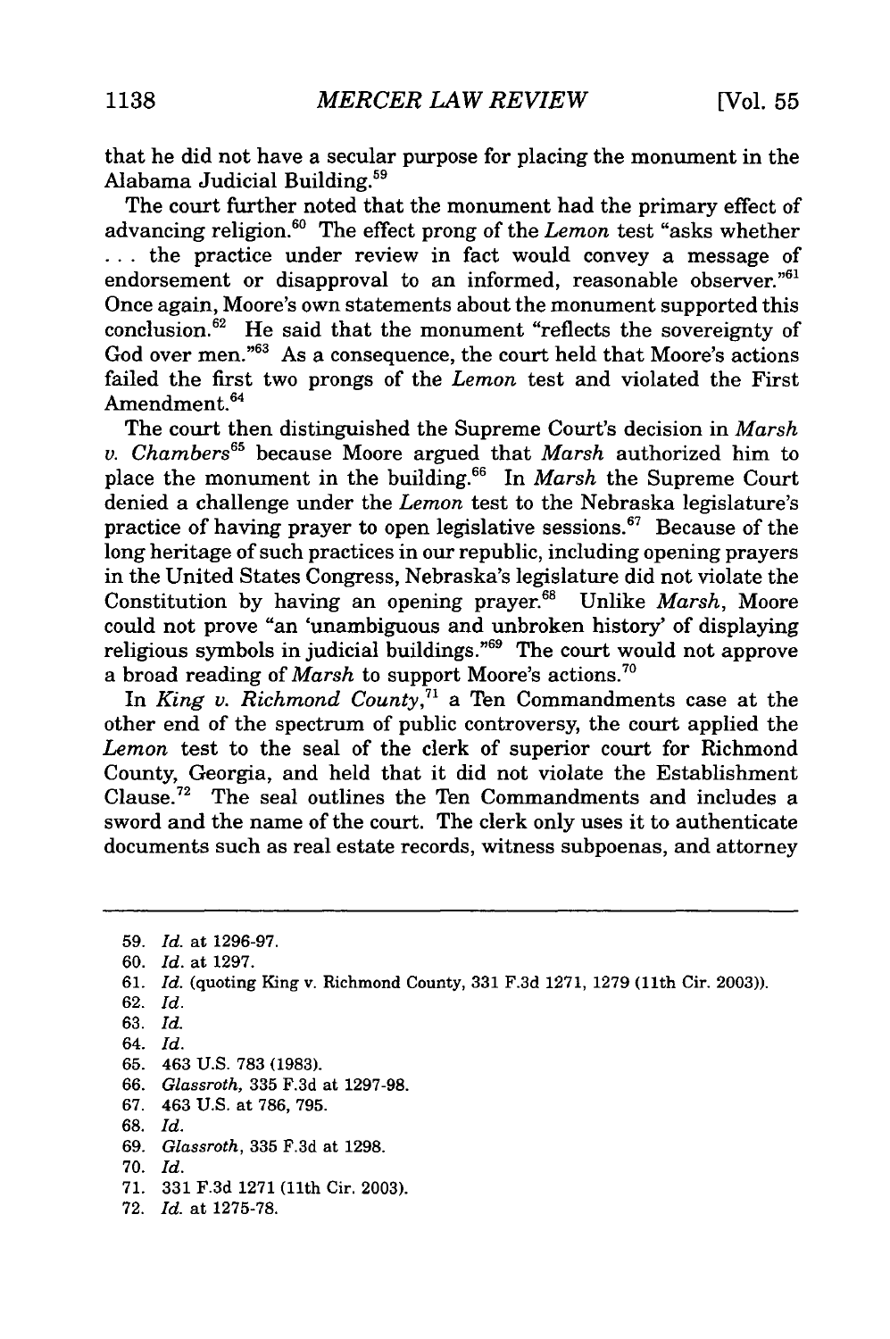that he did not have a secular purpose for placing the monument in the Alabama Judicial Building.[59]

The court further noted that the monument had the primary effect of advancing religion.[60] The effect prong of the *Lemon* test "asks whether . . . the practice under review in fact would convey a message of endorsement or disapproval to an informed, reasonable observer."[61] Once again, Moore's own statements about the monument supported this conclusion.[62] He said that the monument "reflects the sovereignty of God over men."[63] As a consequence, the court held that Moore's actions failed the first two prongs of the *Lemon* test and violated the First Amendment.[64]

The court then distinguished the Supreme Court's decision in *Marsh v. Chambers*[65] because Moore argued that *Marsh* authorized him to place the monument in the building.[66] In *Marsh* the Supreme Court denied a challenge under the *Lemon* test to the Nebraska legislature's practice of having prayer to open legislative sessions.[67] Because of the long heritage of such practices in our republic, including opening prayers in the United States Congress, Nebraska's legislature did not violate the Constitution by having an opening prayer.[68] Unlike *Marsh*, Moore could not prove "an 'unambiguous and unbroken history' of displaying religious symbols in judicial buildings."[69] The court would not approve a broad reading of *Marsh* to support Moore's actions.[70]

In *King v. Richmond County*,[71] a Ten Commandments case at the other end of the spectrum of public controversy, the court applied the *Lemon* test to the seal of the clerk of superior court for Richmond County, Georgia, and held that it did not violate the Establishment Clause.[72] The seal outlines the Ten Commandments and includes a sword and the name of the court. The clerk only uses it to authenticate documents such as real estate records, witness subpoenas, and attorney

---

59. *Id.* at 1296-97.
60. *Id.* at 1297.
61. *Id.* (quoting King v. Richmond County, 331 F.3d 1271, 1279 (11th Cir. 2003)).
62. *Id.*
63. *Id.*
64. *Id.*
65. 463 U.S. 783 (1983).
66. *Glassroth*, 335 F.3d at 1297-98.
67. 463 U.S. at 786, 795.
68. *Id.*
69. *Glassroth*, 335 F.3d at 1298.
70. *Id.*
71. 331 F.3d 1271 (11th Cir. 2003).
72. *Id.* at 1275-78.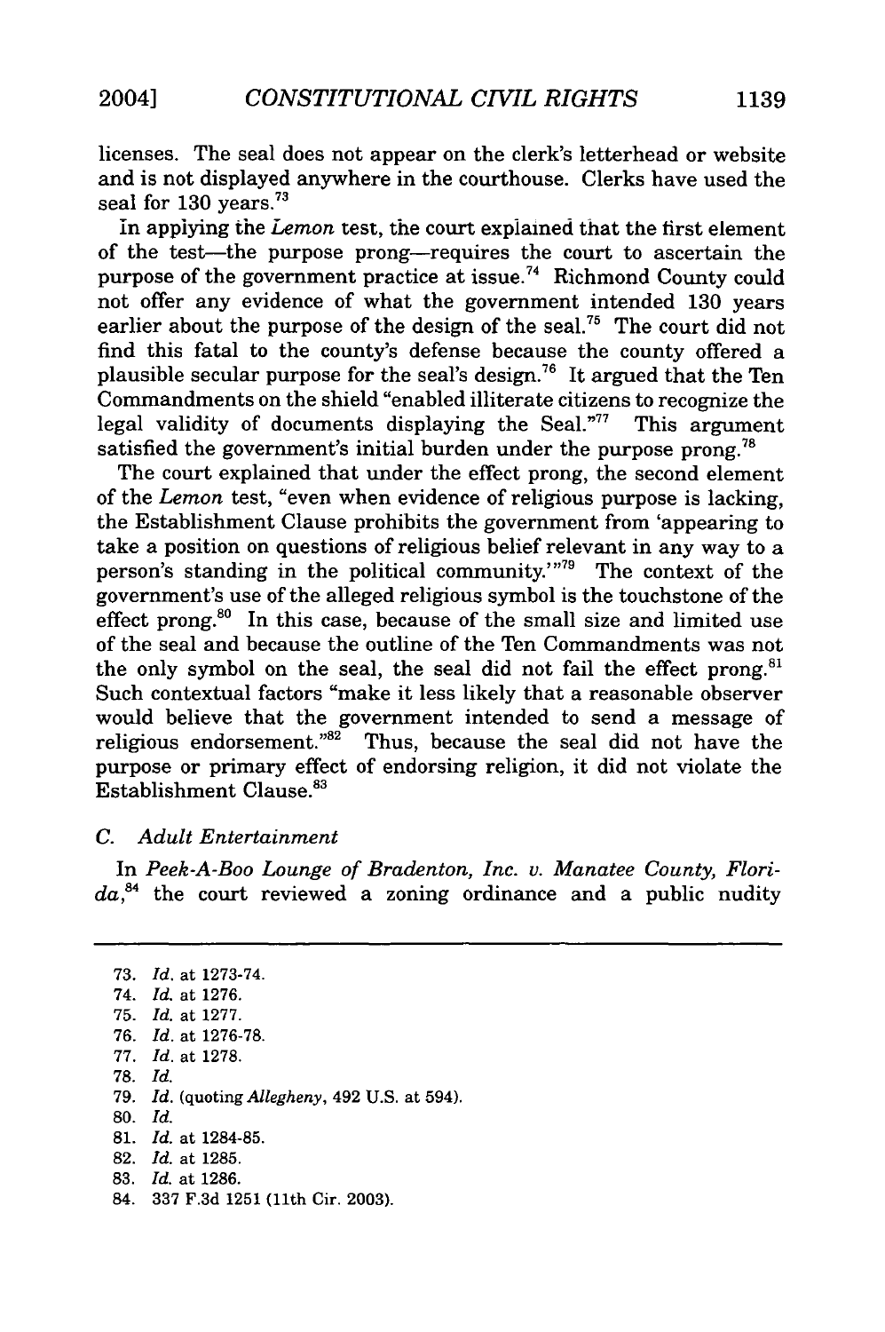licenses. The seal does not appear on the clerk's letterhead or website and is not displayed anywhere in the courthouse. Clerks have used the seal for 130 years.[73]

In applying the *Lemon* test, the court explained that the first element of the test—the purpose prong—requires the court to ascertain the purpose of the government practice at issue.[74] Richmond County could not offer any evidence of what the government intended 130 years earlier about the purpose of the design of the seal.[75] The court did not find this fatal to the county's defense because the county offered a plausible secular purpose for the seal's design.[76] It argued that the Ten Commandments on the shield "enabled illiterate citizens to recognize the legal validity of documents displaying the Seal."[77] This argument satisfied the government's initial burden under the purpose prong.[78]

The court explained that under the effect prong, the second element of the *Lemon* test, "even when evidence of religious purpose is lacking, the Establishment Clause prohibits the government from 'appearing to take a position on questions of religious belief relevant in any way to a person's standing in the political community.'"[79] The context of the government's use of the alleged religious symbol is the touchstone of the effect prong.[80] In this case, because of the small size and limited use of the seal and because the outline of the Ten Commandments was not the only symbol on the seal, the seal did not fail the effect prong.[81] Such contextual factors "make it less likely that a reasonable observer would believe that the government intended to send a message of religious endorsement."[82] Thus, because the seal did not have the purpose or primary effect of endorsing religion, it did not violate the Establishment Clause.[83]

### *C. Adult Entertainment*

In *Peek-A-Boo Lounge of Bradenton, Inc. v. Manatee County, Florida*,[84] the court reviewed a zoning ordinance and a public nudity

73. *Id.* at 1273-74.
74. *Id.* at 1276.
75. *Id.* at 1277.
76. *Id.* at 1276-78.
77. *Id.* at 1278.
78. *Id.*
79. *Id.* (quoting *Allegheny*, 492 U.S. at 594).
80. *Id.*
81. *Id.* at 1284-85.
82. *Id.* at 1285.
83. *Id.* at 1286.
84. 337 F.3d 1251 (11th Cir. 2003).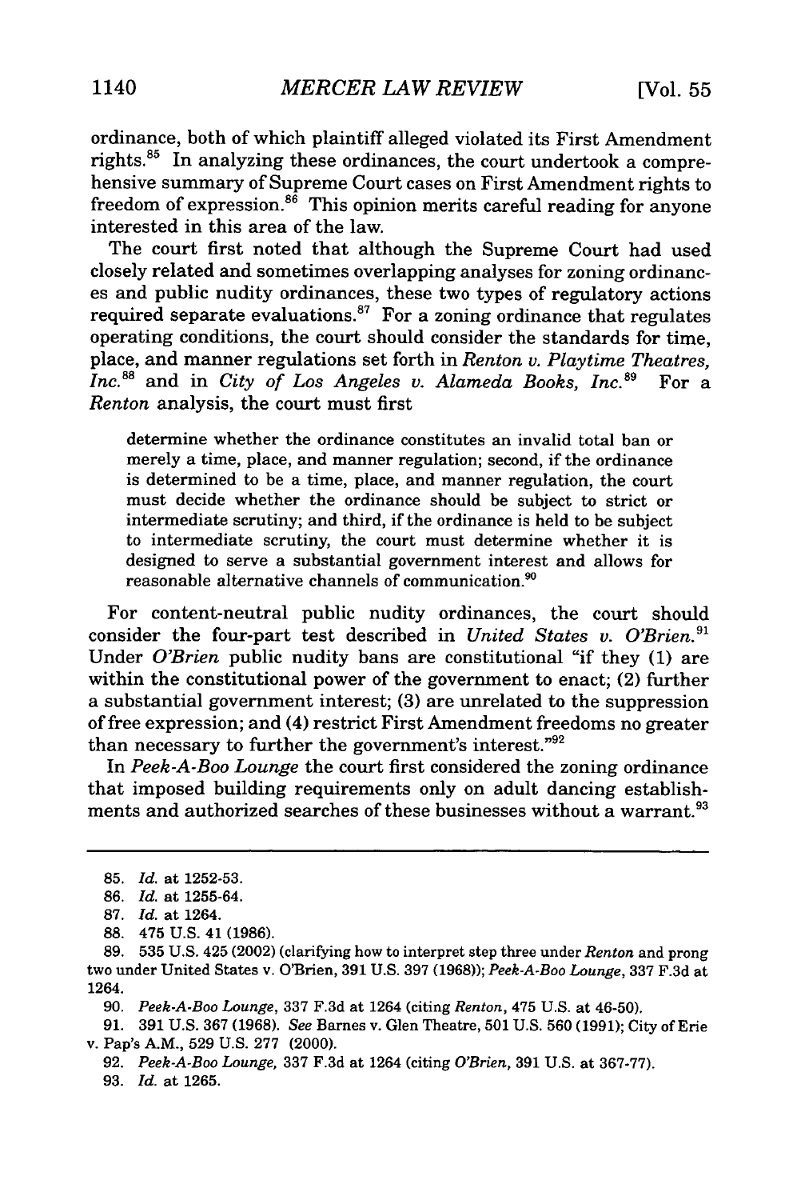ordinance, both of which plaintiff alleged violated its First Amendment rights.[85] In analyzing these ordinances, the court undertook a comprehensive summary of Supreme Court cases on First Amendment rights to freedom of expression.[86] This opinion merits careful reading for anyone interested in this area of the law.

The court first noted that although the Supreme Court had used closely related and sometimes overlapping analyses for zoning ordinances and public nudity ordinances, these two types of regulatory actions required separate evaluations.[87] For a zoning ordinance that regulates operating conditions, the court should consider the standards for time, place, and manner regulations set forth in *Renton v. Playtime Theatres, Inc.*[88] and in *City of Los Angeles v. Alameda Books, Inc.*[89] For a *Renton* analysis, the court must first

> determine whether the ordinance constitutes an invalid total ban or merely a time, place, and manner regulation; second, if the ordinance is determined to be a time, place, and manner regulation, the court must decide whether the ordinance should be subject to strict or intermediate scrutiny; and third, if the ordinance is held to be subject to intermediate scrutiny, the court must determine whether it is designed to serve a substantial government interest and allows for reasonable alternative channels of communication.[90]

For content-neutral public nudity ordinances, the court should consider the four-part test described in *United States v. O'Brien.*[91] Under *O'Brien* public nudity bans are constitutional "if they (1) are within the constitutional power of the government to enact; (2) further a substantial government interest; (3) are unrelated to the suppression of free expression; and (4) restrict First Amendment freedoms no greater than necessary to further the government's interest."[92]

In *Peek-A-Boo Lounge* the court first considered the zoning ordinance that imposed building requirements only on adult dancing establishments and authorized searches of these businesses without a warrant.[93]

---

85. *Id.* at 1252-53.

86. *Id.* at 1255-64.

87. *Id.* at 1264.

88. 475 U.S. 41 (1986).

89. 535 U.S. 425 (2002) (clarifying how to interpret step three under *Renton* and prong two under United States v. O'Brien, 391 U.S. 397 (1968)); *Peek-A-Boo Lounge*, 337 F.3d at 1264.

90. *Peek-A-Boo Lounge*, 337 F.3d at 1264 (citing *Renton*, 475 U.S. at 46-50).

91. 391 U.S. 367 (1968). *See* Barnes v. Glen Theatre, 501 U.S. 560 (1991); City of Erie v. Pap's A.M., 529 U.S. 277 (2000).

92. *Peek-A-Boo Lounge*, 337 F.3d at 1264 (citing *O'Brien*, 391 U.S. at 367-77).

93. *Id.* at 1265.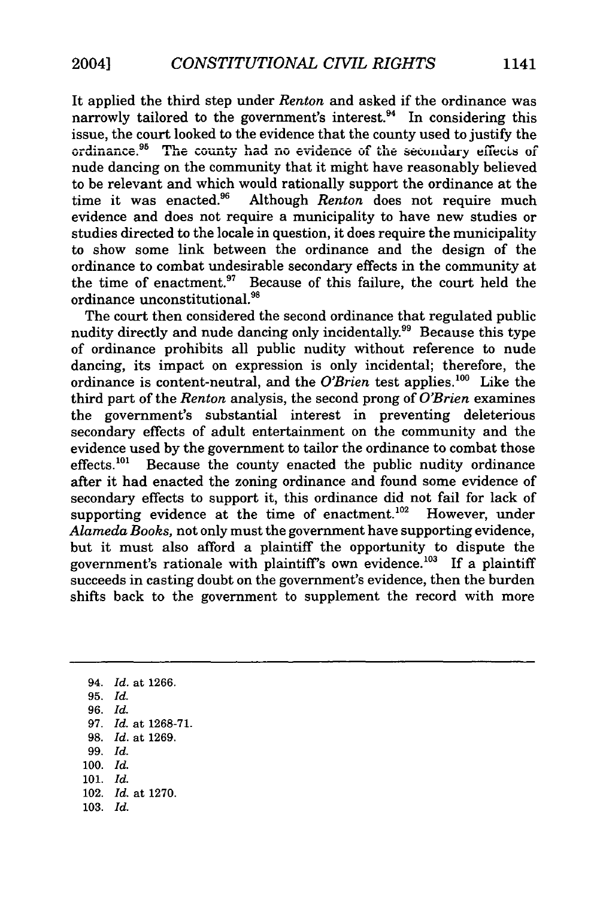It applied the third step under *Renton* and asked if the ordinance was narrowly tailored to the government's interest.[94] In considering this issue, the court looked to the evidence that the county used to justify the ordinance.[95] The county had no evidence of the secondary effects of nude dancing on the community that it might have reasonably believed to be relevant and which would rationally support the ordinance at the time it was enacted.[96] Although *Renton* does not require much evidence and does not require a municipality to have new studies or studies directed to the locale in question, it does require the municipality to show some link between the ordinance and the design of the ordinance to combat undesirable secondary effects in the community at the time of enactment.[97] Because of this failure, the court held the ordinance unconstitutional.[98]

The court then considered the second ordinance that regulated public nudity directly and nude dancing only incidentally.[99] Because this type of ordinance prohibits all public nudity without reference to nude dancing, its impact on expression is only incidental; therefore, the ordinance is content-neutral, and the *O'Brien* test applies.[100] Like the third part of the *Renton* analysis, the second prong of *O'Brien* examines the government's substantial interest in preventing deleterious secondary effects of adult entertainment on the community and the evidence used by the government to tailor the ordinance to combat those effects.[101] Because the county enacted the public nudity ordinance after it had enacted the zoning ordinance and found some evidence of secondary effects to support it, this ordinance did not fail for lack of supporting evidence at the time of enactment.[102] However, under *Alameda Books,* not only must the government have supporting evidence, but it must also afford a plaintiff the opportunity to dispute the government's rationale with plaintiff's own evidence.[103] If a plaintiff succeeds in casting doubt on the government's evidence, then the burden shifts back to the government to supplement the record with more

---

94. *Id.* at 1266.
95. *Id.*
96. *Id.*
97. *Id.* at 1268-71.
98. *Id.* at 1269.
99. *Id.*
100. *Id.*
101. *Id.*
102. *Id.* at 1270.
103. *Id.*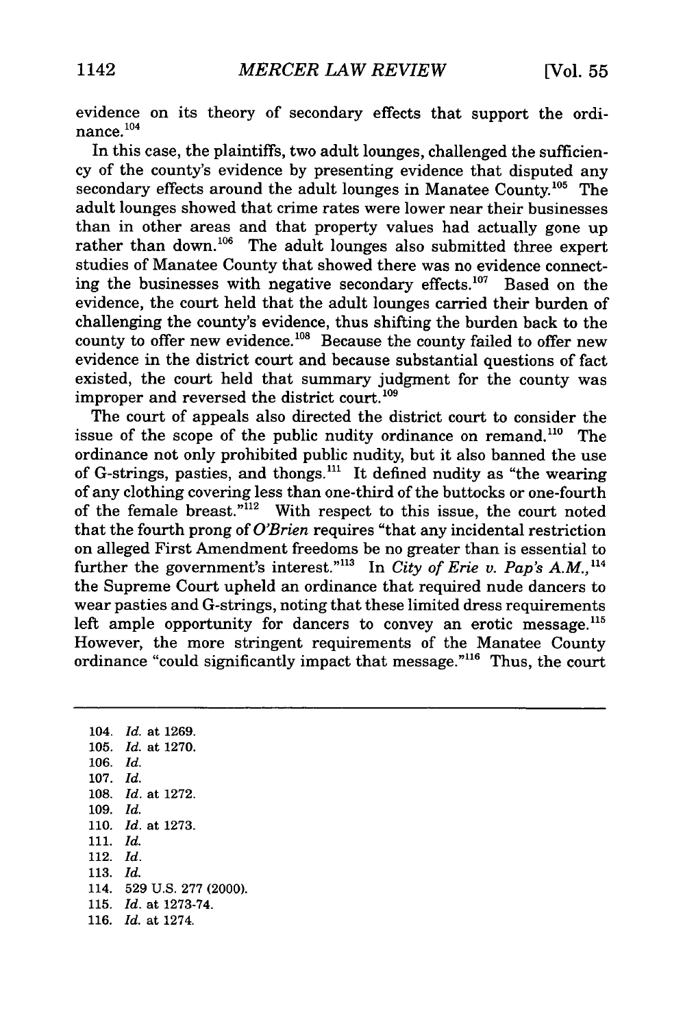evidence on its theory of secondary effects that support the ordinance.[104]

In this case, the plaintiffs, two adult lounges, challenged the sufficiency of the county's evidence by presenting evidence that disputed any secondary effects around the adult lounges in Manatee County.[105] The adult lounges showed that crime rates were lower near their businesses than in other areas and that property values had actually gone up rather than down.[106] The adult lounges also submitted three expert studies of Manatee County that showed there was no evidence connecting the businesses with negative secondary effects.[107] Based on the evidence, the court held that the adult lounges carried their burden of challenging the county's evidence, thus shifting the burden back to the county to offer new evidence.[108] Because the county failed to offer new evidence in the district court and because substantial questions of fact existed, the court held that summary judgment for the county was improper and reversed the district court.[109]

The court of appeals also directed the district court to consider the issue of the scope of the public nudity ordinance on remand.[110] The ordinance not only prohibited public nudity, but it also banned the use of G-strings, pasties, and thongs.[111] It defined nudity as "the wearing of any clothing covering less than one-third of the buttocks or one-fourth of the female breast."[112] With respect to this issue, the court noted that the fourth prong of *O'Brien* requires "that any incidental restriction on alleged First Amendment freedoms be no greater than is essential to further the government's interest."[113] In *City of Erie v. Pap's A.M.*,[114] the Supreme Court upheld an ordinance that required nude dancers to wear pasties and G-strings, noting that these limited dress requirements left ample opportunity for dancers to convey an erotic message.[115] However, the more stringent requirements of the Manatee County ordinance "could significantly impact that message."[116] Thus, the court

---

104. *Id.* at 1269.
105. *Id.* at 1270.
106. *Id.*
107. *Id.*
108. *Id.* at 1272.
109. *Id.*
110. *Id.* at 1273.
111. *Id.*
112. *Id.*
113. *Id.*
114. 529 U.S. 277 (2000).
115. *Id.* at 1273-74.
116. *Id.* at 1274.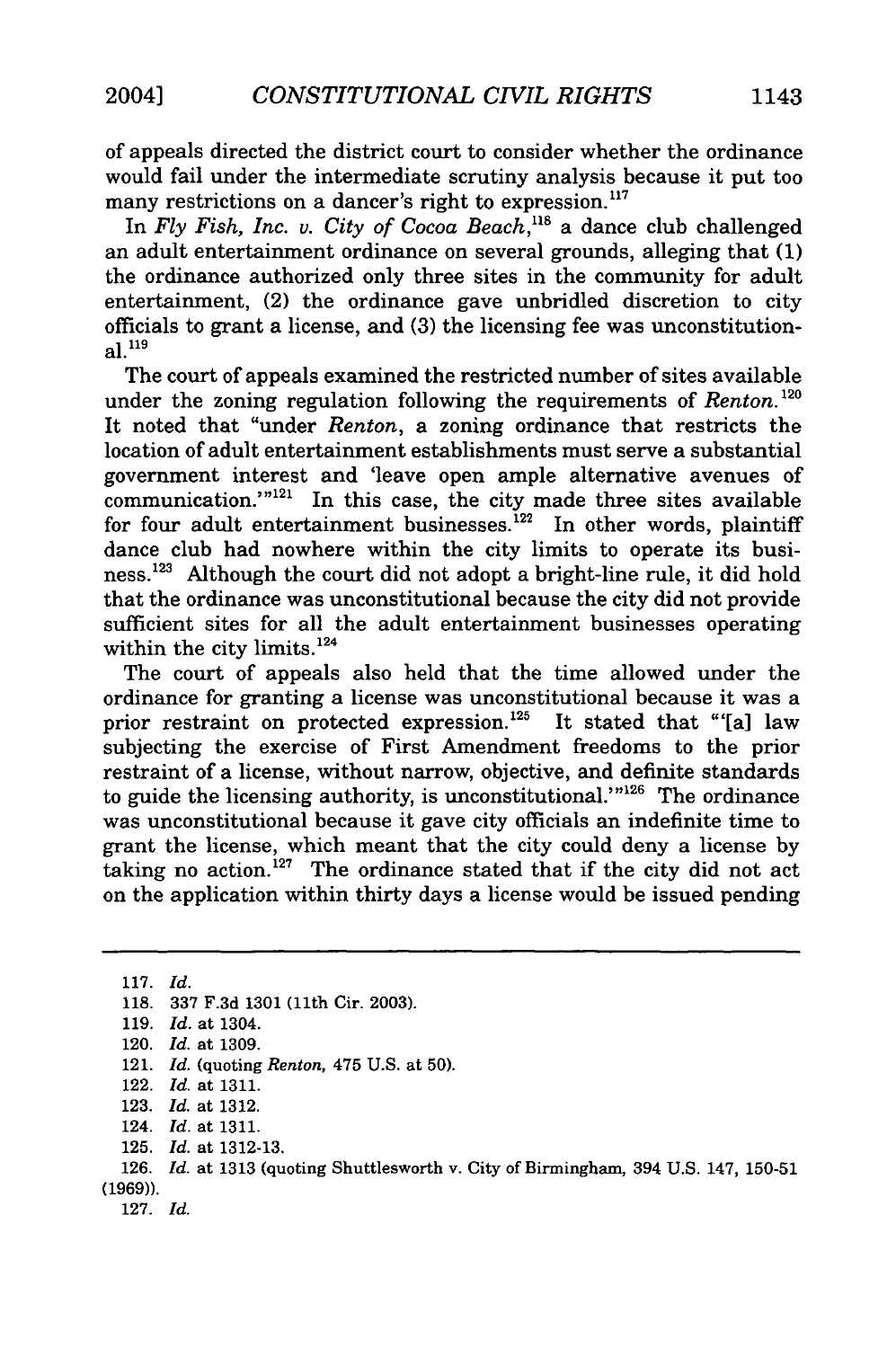of appeals directed the district court to consider whether the ordinance would fail under the intermediate scrutiny analysis because it put too many restrictions on a dancer's right to expression.[117]

In *Fly Fish, Inc. v. City of Cocoa Beach*,[118] a dance club challenged an adult entertainment ordinance on several grounds, alleging that (1) the ordinance authorized only three sites in the community for adult entertainment, (2) the ordinance gave unbridled discretion to city officials to grant a license, and (3) the licensing fee was unconstitutional.[119]

The court of appeals examined the restricted number of sites available under the zoning regulation following the requirements of *Renton*.[120] It noted that "under *Renton*, a zoning ordinance that restricts the location of adult entertainment establishments must serve a substantial government interest and 'leave open ample alternative avenues of communication.'"[121] In this case, the city made three sites available for four adult entertainment businesses.[122] In other words, plaintiff dance club had nowhere within the city limits to operate its business.[123] Although the court did not adopt a bright-line rule, it did hold that the ordinance was unconstitutional because the city did not provide sufficient sites for all the adult entertainment businesses operating within the city limits.[124]

The court of appeals also held that the time allowed under the ordinance for granting a license was unconstitutional because it was a prior restraint on protected expression.[125] It stated that "'[a] law subjecting the exercise of First Amendment freedoms to the prior restraint of a license, without narrow, objective, and definite standards to guide the licensing authority, is unconstitutional.'"[126] The ordinance was unconstitutional because it gave city officials an indefinite time to grant the license, which meant that the city could deny a license by taking no action.[127] The ordinance stated that if the city did not act on the application within thirty days a license would be issued pending

---

117. *Id.*

118. 337 F.3d 1301 (11th Cir. 2003).

119. *Id.* at 1304.

120. *Id.* at 1309.

121. *Id.* (quoting *Renton*, 475 U.S. at 50).

122. *Id.* at 1311.

123. *Id.* at 1312.

124. *Id.* at 1311.

125. *Id.* at 1312-13.

126. *Id.* at 1313 (quoting Shuttlesworth v. City of Birmingham, 394 U.S. 147, 150-51 (1969)).

127. *Id.*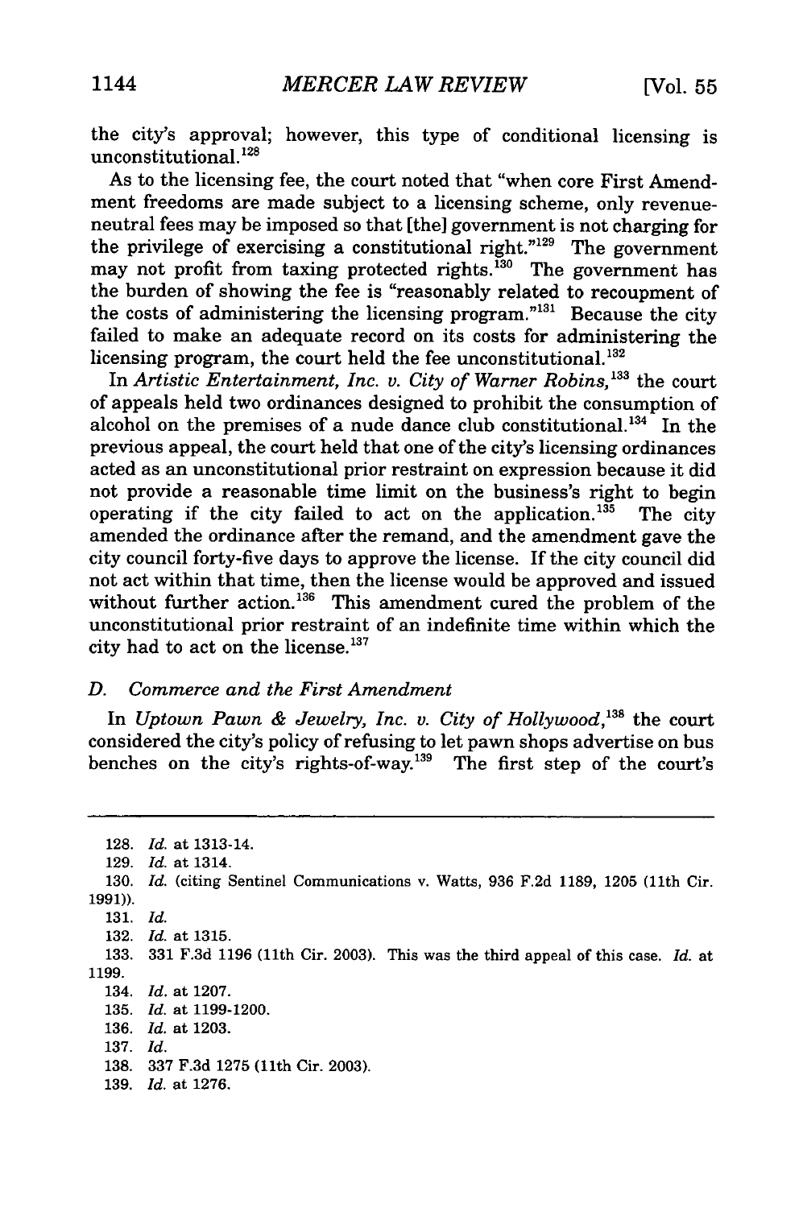the city's approval; however, this type of conditional licensing is unconstitutional.[128]

As to the licensing fee, the court noted that "when core First Amendment freedoms are made subject to a licensing scheme, only revenue-neutral fees may be imposed so that [the] government is not charging for the privilege of exercising a constitutional right."[129] The government may not profit from taxing protected rights.[130] The government has the burden of showing the fee is "reasonably related to recoupment of the costs of administering the licensing program."[131] Because the city failed to make an adequate record on its costs for administering the licensing program, the court held the fee unconstitutional.[132]

In *Artistic Entertainment, Inc. v. City of Warner Robins*,[133] the court of appeals held two ordinances designed to prohibit the consumption of alcohol on the premises of a nude dance club constitutional.[134] In the previous appeal, the court held that one of the city's licensing ordinances acted as an unconstitutional prior restraint on expression because it did not provide a reasonable time limit on the business's right to begin operating if the city failed to act on the application.[135] The city amended the ordinance after the remand, and the amendment gave the city council forty-five days to approve the license. If the city council did not act within that time, then the license would be approved and issued without further action.[136] This amendment cured the problem of the unconstitutional prior restraint of an indefinite time within which the city had to act on the license.[137]

### *D. Commerce and the First Amendment*

In *Uptown Pawn & Jewelry, Inc. v. City of Hollywood*,[138] the court considered the city's policy of refusing to let pawn shops advertise on bus benches on the city's rights-of-way.[139] The first step of the court's

---

128. *Id.* at 1313-14.
129. *Id.* at 1314.
130. *Id.* (citing Sentinel Communications v. Watts, 936 F.2d 1189, 1205 (11th Cir. 1991)).
131. *Id.*
132. *Id.* at 1315.
133. 331 F.3d 1196 (11th Cir. 2003). This was the third appeal of this case. *Id.* at 1199.
134. *Id.* at 1207.
135. *Id.* at 1199-1200.
136. *Id.* at 1203.
137. *Id.*
138. 337 F.3d 1275 (11th Cir. 2003).
139. *Id.* at 1276.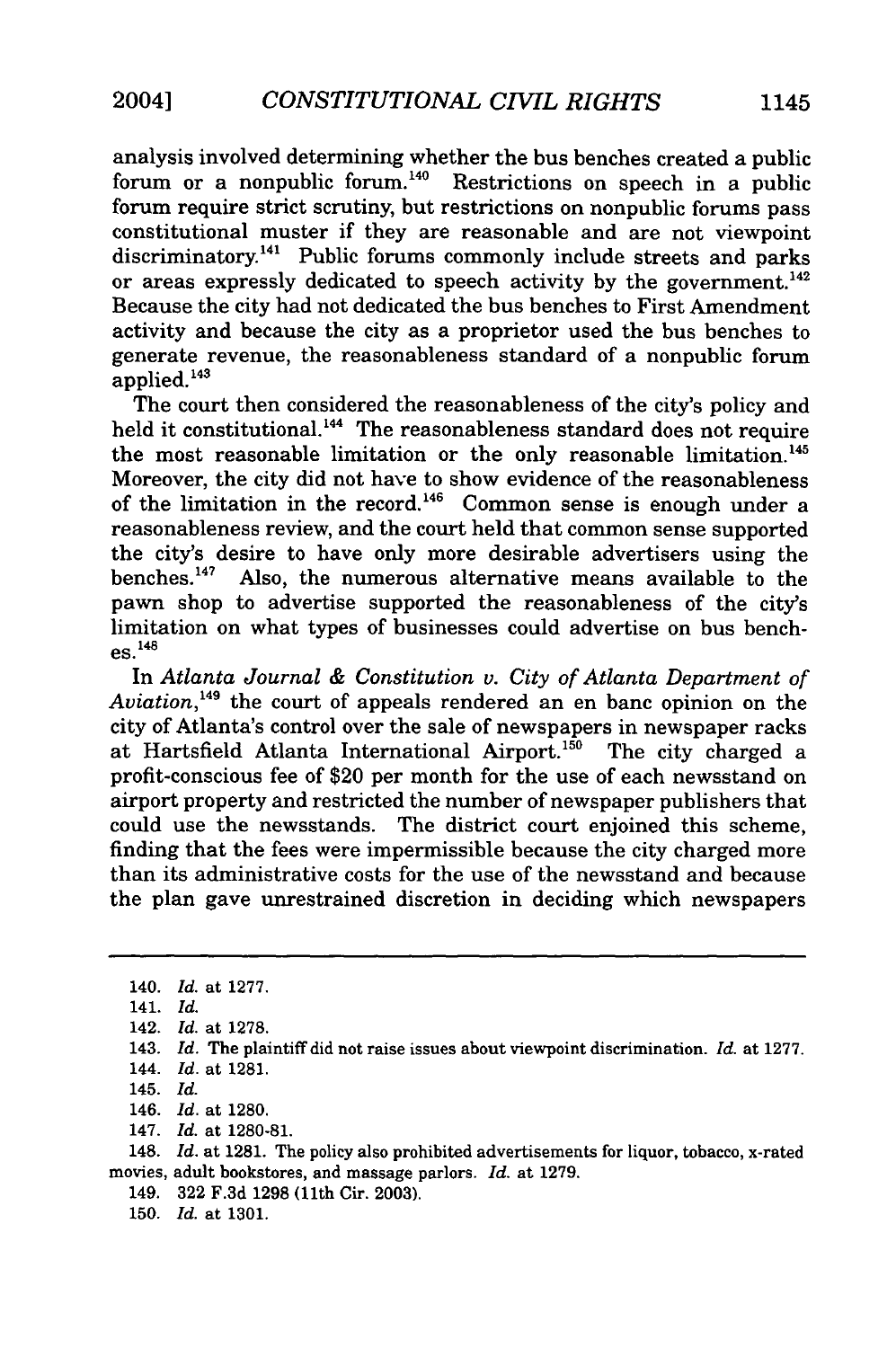analysis involved determining whether the bus benches created a public forum or a nonpublic forum.[140] Restrictions on speech in a public forum require strict scrutiny, but restrictions on nonpublic forums pass constitutional muster if they are reasonable and are not viewpoint discriminatory.[141] Public forums commonly include streets and parks or areas expressly dedicated to speech activity by the government.[142] Because the city had not dedicated the bus benches to First Amendment activity and because the city as a proprietor used the bus benches to generate revenue, the reasonableness standard of a nonpublic forum applied.[143]

The court then considered the reasonableness of the city's policy and held it constitutional.[144] The reasonableness standard does not require the most reasonable limitation or the only reasonable limitation.[145] Moreover, the city did not have to show evidence of the reasonableness of the limitation in the record.[146] Common sense is enough under a reasonableness review, and the court held that common sense supported the city's desire to have only more desirable advertisers using the benches.[147] Also, the numerous alternative means available to the pawn shop to advertise supported the reasonableness of the city's limitation on what types of businesses could advertise on bus benches.[148]

In *Atlanta Journal & Constitution v. City of Atlanta Department of Aviation*,[149] the court of appeals rendered an en banc opinion on the city of Atlanta's control over the sale of newspapers in newspaper racks at Hartsfield Atlanta International Airport.[150] The city charged a profit-conscious fee of $20 per month for the use of each newsstand on airport property and restricted the number of newspaper publishers that could use the newsstands. The district court enjoined this scheme, finding that the fees were impermissible because the city charged more than its administrative costs for the use of the newsstand and because the plan gave unrestrained discretion in deciding which newspapers

---

140. *Id.* at 1277.
141. *Id.*
142. *Id.* at 1278.
143. *Id.* The plaintiff did not raise issues about viewpoint discrimination. *Id.* at 1277.
144. *Id.* at 1281.
145. *Id.*
146. *Id.* at 1280.
147. *Id.* at 1280-81.
148. *Id.* at 1281. The policy also prohibited advertisements for liquor, tobacco, x-rated movies, adult bookstores, and massage parlors. *Id.* at 1279.
149. 322 F.3d 1298 (11th Cir. 2003).
150. *Id.* at 1301.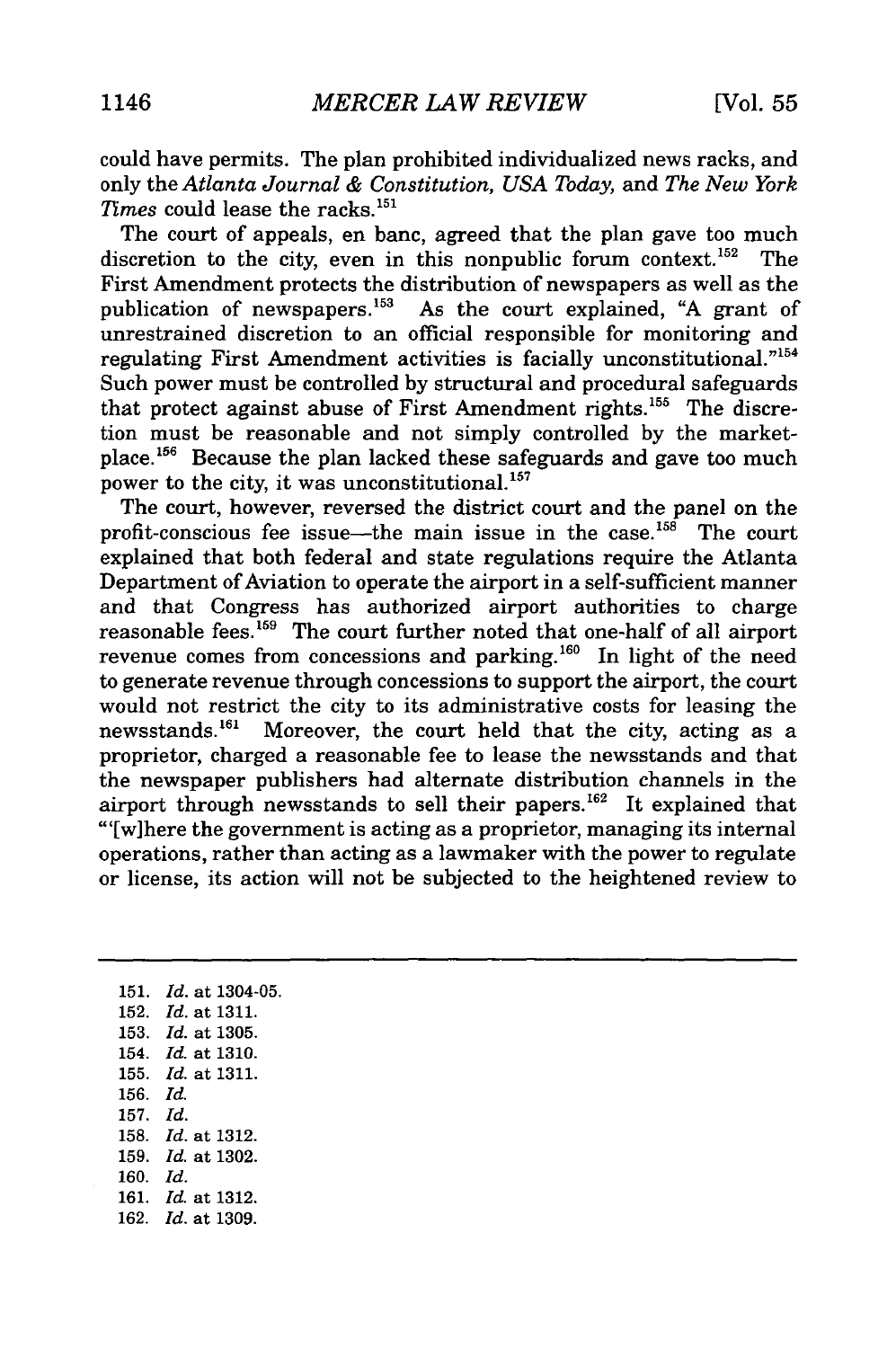could have permits. The plan prohibited individualized news racks, and only the *Atlanta Journal & Constitution, USA Today,* and *The New York Times* could lease the racks.[151]

The court of appeals, en banc, agreed that the plan gave too much discretion to the city, even in this nonpublic forum context.[152] The First Amendment protects the distribution of newspapers as well as the publication of newspapers.[153] As the court explained, "A grant of unrestrained discretion to an official responsible for monitoring and regulating First Amendment activities is facially unconstitutional."[154] Such power must be controlled by structural and procedural safeguards that protect against abuse of First Amendment rights.[155] The discretion must be reasonable and not simply controlled by the marketplace.[156] Because the plan lacked these safeguards and gave too much power to the city, it was unconstitutional.[157]

The court, however, reversed the district court and the panel on the profit-conscious fee issue—the main issue in the case.[158] The court explained that both federal and state regulations require the Atlanta Department of Aviation to operate the airport in a self-sufficient manner and that Congress has authorized airport authorities to charge reasonable fees.[159] The court further noted that one-half of all airport revenue comes from concessions and parking.[160] In light of the need to generate revenue through concessions to support the airport, the court would not restrict the city to its administrative costs for leasing the newsstands.[161] Moreover, the court held that the city, acting as a proprietor, charged a reasonable fee to lease the newsstands and that the newspaper publishers had alternate distribution channels in the airport through newsstands to sell their papers.[162] It explained that "'[w]here the government is acting as a proprietor, managing its internal operations, rather than acting as a lawmaker with the power to regulate or license, its action will not be subjected to the heightened review to

---

151. *Id.* at 1304-05.
152. *Id.* at 1311.
153. *Id.* at 1305.
154. *Id.* at 1310.
155. *Id.* at 1311.
156. *Id.*
157. *Id.*
158. *Id.* at 1312.
159. *Id.* at 1302.
160. *Id.*
161. *Id.* at 1312.
162. *Id.* at 1309.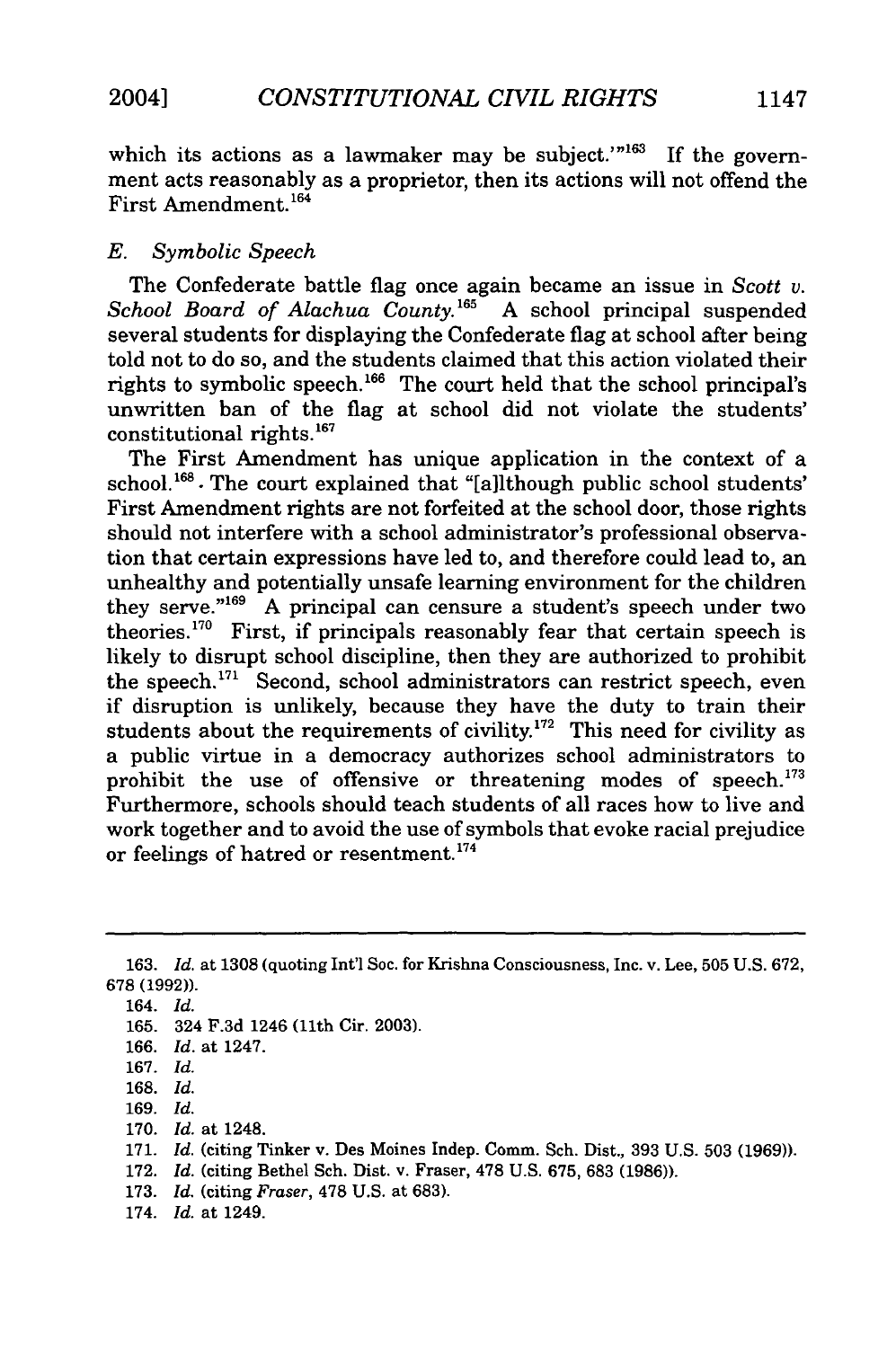which its actions as a lawmaker may be subject.'"[163] If the government acts reasonably as a proprietor, then its actions will not offend the First Amendment.[164]

### E. *Symbolic Speech*

The Confederate battle flag once again became an issue in *Scott v. School Board of Alachua County*.[165] A school principal suspended several students for displaying the Confederate flag at school after being told not to do so, and the students claimed that this action violated their rights to symbolic speech.[166] The court held that the school principal's unwritten ban of the flag at school did not violate the students' constitutional rights.[167]

The First Amendment has unique application in the context of a school.[168] The court explained that "[a]lthough public school students' First Amendment rights are not forfeited at the school door, those rights should not interfere with a school administrator's professional observation that certain expressions have led to, and therefore could lead to, an unhealthy and potentially unsafe learning environment for the children they serve."[169] A principal can censure a student's speech under two theories.[170] First, if principals reasonably fear that certain speech is likely to disrupt school discipline, then they are authorized to prohibit the speech.[171] Second, school administrators can restrict speech, even if disruption is unlikely, because they have the duty to train their students about the requirements of civility.[172] This need for civility as a public virtue in a democracy authorizes school administrators to prohibit the use of offensive or threatening modes of speech.[173] Furthermore, schools should teach students of all races how to live and work together and to avoid the use of symbols that evoke racial prejudice or feelings of hatred or resentment.[174]

---

163. *Id.* at 1308 (quoting Int'l Soc. for Krishna Consciousness, Inc. v. Lee, 505 U.S. 672, 678 (1992)).
164. *Id.*
165. 324 F.3d 1246 (11th Cir. 2003).
166. *Id.* at 1247.
167. *Id.*
168. *Id.*
169. *Id.*
170. *Id.* at 1248.
171. *Id.* (citing Tinker v. Des Moines Indep. Comm. Sch. Dist., 393 U.S. 503 (1969)).
172. *Id.* (citing Bethel Sch. Dist. v. Fraser, 478 U.S. 675, 683 (1986)).
173. *Id.* (citing *Fraser*, 478 U.S. at 683).
174. *Id.* at 1249.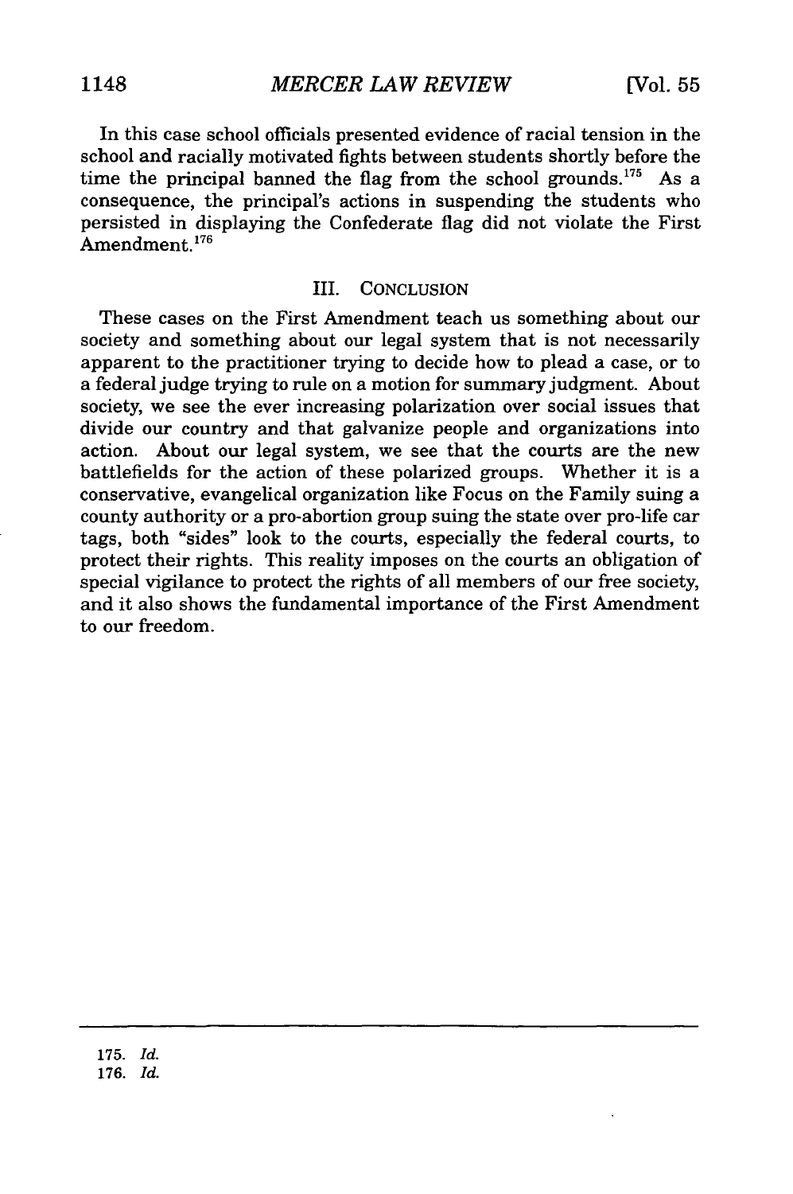In this case school officials presented evidence of racial tension in the school and racially motivated fights between students shortly before the time the principal banned the flag from the school grounds.[175] As a consequence, the principal's actions in suspending the students who persisted in displaying the Confederate flag did not violate the First Amendment.[176]

## III. CONCLUSION

These cases on the First Amendment teach us something about our society and something about our legal system that is not necessarily apparent to the practitioner trying to decide how to plead a case, or to a federal judge trying to rule on a motion for summary judgment. About society, we see the ever increasing polarization over social issues that divide our country and that galvanize people and organizations into action. About our legal system, we see that the courts are the new battlefields for the action of these polarized groups. Whether it is a conservative, evangelical organization like Focus on the Family suing a county authority or a pro-abortion group suing the state over pro-life car tags, both "sides" look to the courts, especially the federal courts, to protect their rights. This reality imposes on the courts an obligation of special vigilance to protect the rights of all members of our free society, and it also shows the fundamental importance of the First Amendment to our freedom.

---

175. *Id.*
176. *Id.*